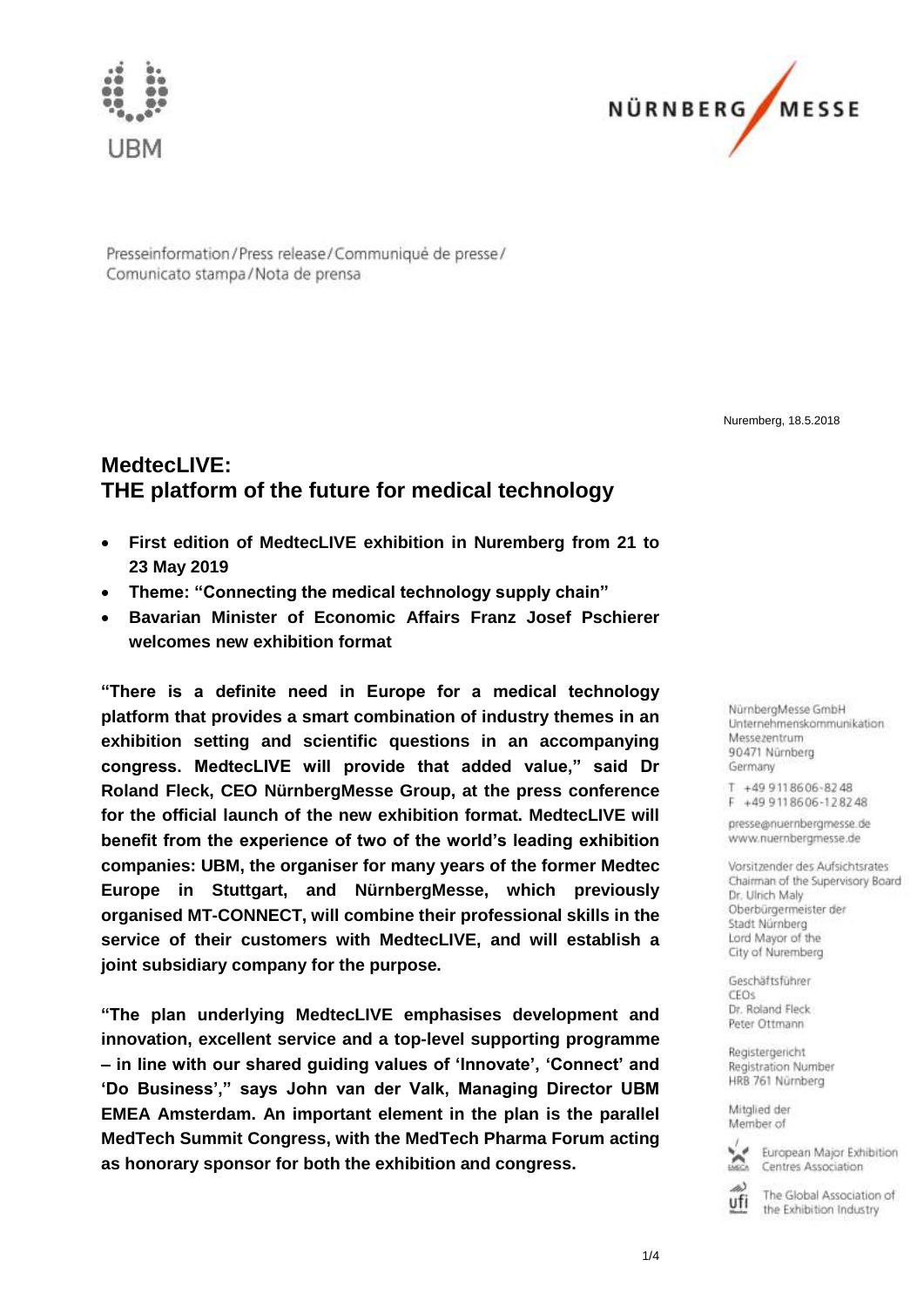Presseinformation / Press release / Communiqué de presse / Comunicato stampa / Nota de prensa

Nuremberg, 18.5.2018

## MedtecLIVE: THE platform of the future for medical technology

- **First edition of MedtecLIVE exhibition in Nuremberg from 21 to 23 May 2019**
- **Theme: "Connecting the medical technology supply chain"**
- **Bavarian Minister of Economic Affairs Franz Josef Pschierer welcomes new exhibition format**

**"There is a definite need in Europe for a medical technology platform that provides a smart combination of industry themes in an exhibition setting and scientific questions in an accompanying congress. MedtecLIVE will provide that added value," said Dr Roland Fleck, CEO NürnbergMesse Group, at the press conference for the official launch of the new exhibition format. MedtecLIVE will benefit from the experience of two of the world's leading exhibition companies: UBM, the organiser for many years of the former Medtec Europe in Stuttgart, and NürnbergMesse, which previously organised MT-CONNECT, will combine their professional skills in the service of their customers with MedtecLIVE, and will establish a joint subsidiary company for the purpose.**

**"The plan underlying MedtecLIVE emphasises development and innovation, excellent service and a top-level supporting programme – in line with our shared guiding values of 'Innovate', 'Connect' and 'Do Business'," says John van der Valk, Managing Director UBM EMEA Amsterdam. An important element in the plan is the parallel MedTech Summit Congress, with the MedTech Pharma Forum acting as honorary sponsor for both the exhibition and congress.**

NürnbergMesse GmbH
Unternehmenskommunikation
Messezentrum
90471 Nürnberg
Germany

T +49 9118606-8248
F +49 9118606-128248

presse@nuernbergmesse.de
www.nuernbergmesse.de

Vorsitzender des Aufsichtsrates
Chairman of the Supervisory Board
Dr. Ulrich Maly
Oberbürgermeister der
Stadt Nürnberg
Lord Mayor of the
City of Nuremberg

Geschäftsführer
CEOs
Dr. Roland Fleck
Peter Ottmann

Registergericht
Registration Number
HRB 761 Nürnberg

Mitglied der
Member of

European Major Exhibition Centres Association

The Global Association of the Exhibition Industry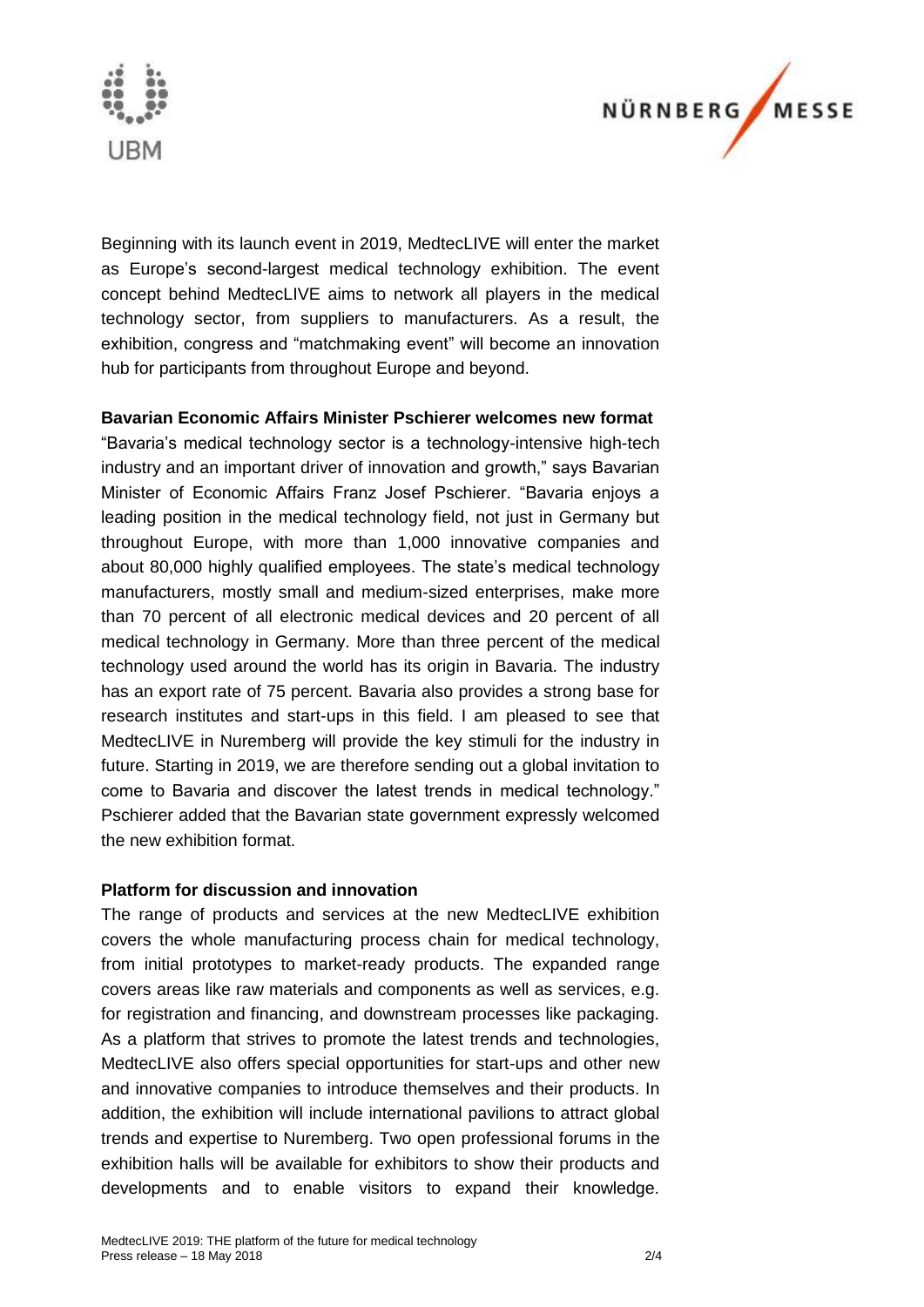Beginning with its launch event in 2019, MedtecLIVE will enter the market as Europe's second-largest medical technology exhibition. The event concept behind MedtecLIVE aims to network all players in the medical technology sector, from suppliers to manufacturers. As a result, the exhibition, congress and "matchmaking event" will become an innovation hub for participants from throughout Europe and beyond.

**Bavarian Economic Affairs Minister Pschierer welcomes new format**

"Bavaria's medical technology sector is a technology-intensive high-tech industry and an important driver of innovation and growth," says Bavarian Minister of Economic Affairs Franz Josef Pschierer. "Bavaria enjoys a leading position in the medical technology field, not just in Germany but throughout Europe, with more than 1,000 innovative companies and about 80,000 highly qualified employees. The state's medical technology manufacturers, mostly small and medium-sized enterprises, make more than 70 percent of all electronic medical devices and 20 percent of all medical technology in Germany. More than three percent of the medical technology used around the world has its origin in Bavaria. The industry has an export rate of 75 percent. Bavaria also provides a strong base for research institutes and start-ups in this field. I am pleased to see that MedtecLIVE in Nuremberg will provide the key stimuli for the industry in future. Starting in 2019, we are therefore sending out a global invitation to come to Bavaria and discover the latest trends in medical technology." Pschierer added that the Bavarian state government expressly welcomed the new exhibition format.

**Platform for discussion and innovation**

The range of products and services at the new MedtecLIVE exhibition covers the whole manufacturing process chain for medical technology, from initial prototypes to market-ready products. The expanded range covers areas like raw materials and components as well as services, e.g. for registration and financing, and downstream processes like packaging. As a platform that strives to promote the latest trends and technologies, MedtecLIVE also offers special opportunities for start-ups and other new and innovative companies to introduce themselves and their products. In addition, the exhibition will include international pavilions to attract global trends and expertise to Nuremberg. Two open professional forums in the exhibition halls will be available for exhibitors to show their products and developments and to enable visitors to expand their knowledge.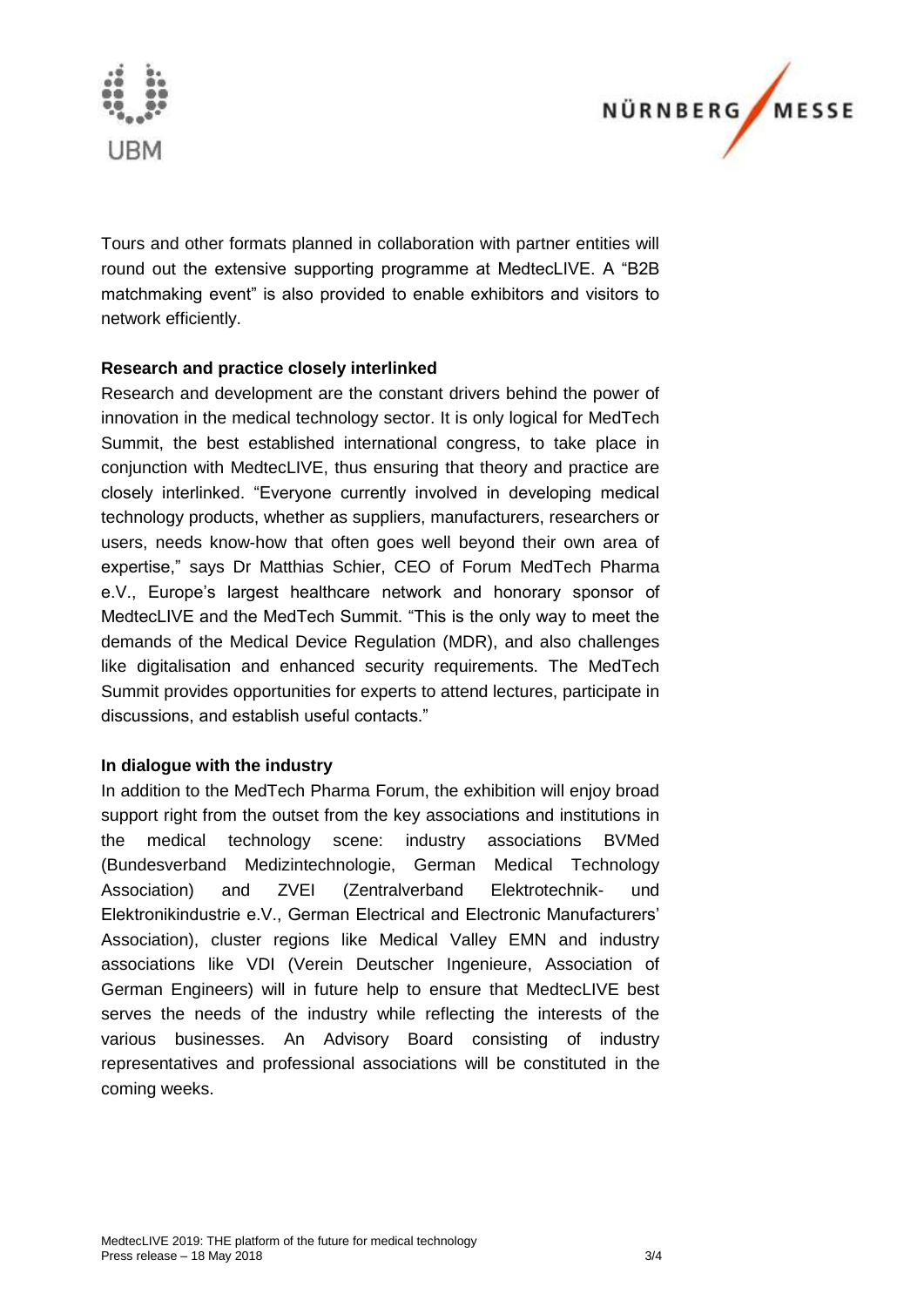Tours and other formats planned in collaboration with partner entities will round out the extensive supporting programme at MedtecLIVE. A “B2B matchmaking event” is also provided to enable exhibitors and visitors to network efficiently.

**Research and practice closely interlinked**

Research and development are the constant drivers behind the power of innovation in the medical technology sector. It is only logical for MedTech Summit, the best established international congress, to take place in conjunction with MedtecLIVE, thus ensuring that theory and practice are closely interlinked. “Everyone currently involved in developing medical technology products, whether as suppliers, manufacturers, researchers or users, needs know-how that often goes well beyond their own area of expertise,” says Dr Matthias Schier, CEO of Forum MedTech Pharma e.V., Europe’s largest healthcare network and honorary sponsor of MedtecLIVE and the MedTech Summit. “This is the only way to meet the demands of the Medical Device Regulation (MDR), and also challenges like digitalisation and enhanced security requirements. The MedTech Summit provides opportunities for experts to attend lectures, participate in discussions, and establish useful contacts.”

**In dialogue with the industry**

In addition to the MedTech Pharma Forum, the exhibition will enjoy broad support right from the outset from the key associations and institutions in the medical technology scene: industry associations BVMed (Bundesverband Medizintechnologie, German Medical Technology Association) and ZVEI (Zentralverband Elektrotechnik- und Elektronikindustrie e.V., German Electrical and Electronic Manufacturers’ Association), cluster regions like Medical Valley EMN and industry associations like VDI (Verein Deutscher Ingenieure, Association of German Engineers) will in future help to ensure that MedtecLIVE best serves the needs of the industry while reflecting the interests of the various businesses. An Advisory Board consisting of industry representatives and professional associations will be constituted in the coming weeks.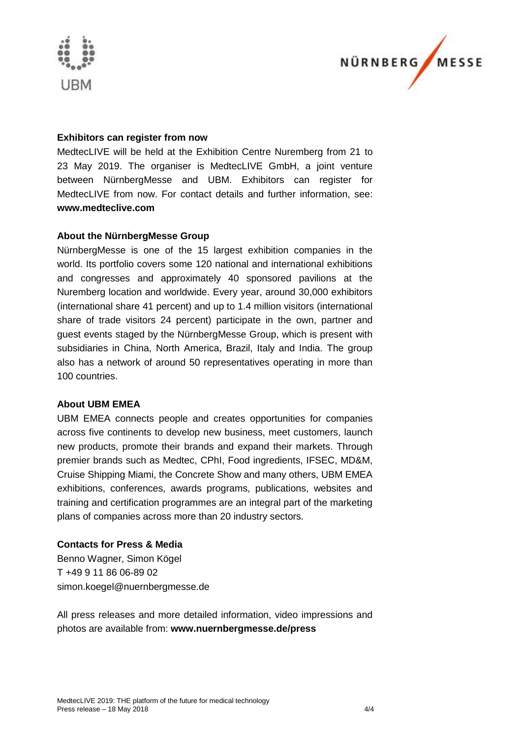**Exhibitors can register from now**

MedtecLIVE will be held at the Exhibition Centre Nuremberg from 21 to 23 May 2019. The organiser is MedtecLIVE GmbH, a joint venture between NürnbergMesse and UBM. Exhibitors can register for MedtecLIVE from now. For contact details and further information, see: **www.medteclive.com**

**About the NürnbergMesse Group**

NürnbergMesse is one of the 15 largest exhibition companies in the world. Its portfolio covers some 120 national and international exhibitions and congresses and approximately 40 sponsored pavilions at the Nuremberg location and worldwide. Every year, around 30,000 exhibitors (international share 41 percent) and up to 1.4 million visitors (international share of trade visitors 24 percent) participate in the own, partner and guest events staged by the NürnbergMesse Group, which is present with subsidiaries in China, North America, Brazil, Italy and India. The group also has a network of around 50 representatives operating in more than 100 countries.

**About UBM EMEA**

UBM EMEA connects people and creates opportunities for companies across five continents to develop new business, meet customers, launch new products, promote their brands and expand their markets. Through premier brands such as Medtec, CPhI, Food ingredients, IFSEC, MD&M, Cruise Shipping Miami, the Concrete Show and many others, UBM EMEA exhibitions, conferences, awards programs, publications, websites and training and certification programmes are an integral part of the marketing plans of companies across more than 20 industry sectors.

**Contacts for Press & Media**

Benno Wagner, Simon Kögel
T +49 9 11 86 06-89 02
simon.koegel@nuernbergmesse.de

All press releases and more detailed information, video impressions and photos are available from: **www.nuernbergmesse.de/press**